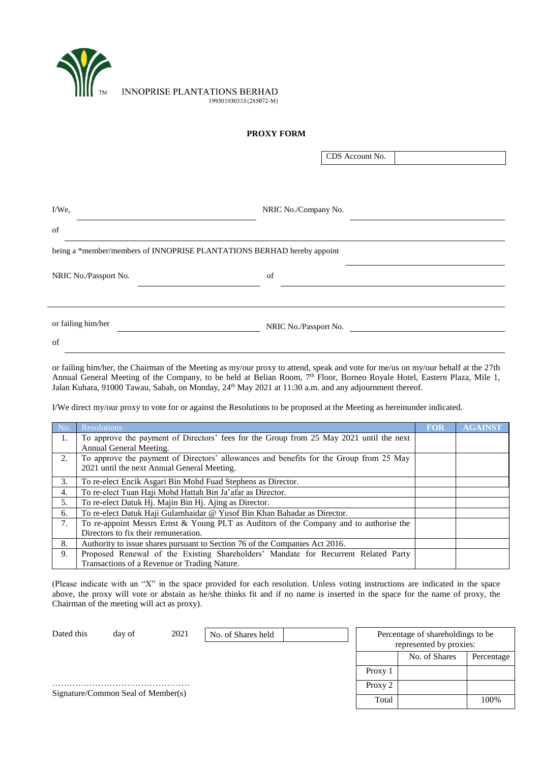INNOPRISE PLANTATIONS BERHAD
199301030333 (285072-M)

**PROXY FORM**

| CDS Account No. | |
|---|---|

I/We, \_\_\_\_\_\_\_\_\_\_\_\_\_\_\_\_\_\_\_\_\_\_\_\_\_\_\_\_ NRIC No./Company No. \_\_\_\_\_\_\_\_\_\_\_\_\_\_\_\_\_\_\_\_\_\_\_\_\_\_\_\_

of \_\_\_\_\_\_\_\_\_\_\_\_\_\_\_\_\_\_\_\_\_\_\_\_\_\_\_\_\_\_\_\_\_\_\_\_\_\_\_\_\_\_\_\_\_\_\_\_\_\_\_\_\_\_\_\_\_\_

being a *member/members of INNOPRISE PLANTATIONS BERHAD hereby appoint \_\_\_\_\_\_\_\_\_\_\_\_\_\_\_\_\_\_\_\_\_\_\_\_\_\_\_\_

NRIC No./Passport No. \_\_\_\_\_\_\_\_\_\_\_\_\_\_\_\_\_\_\_\_\_\_\_\_\_\_\_\_ of \_\_\_\_\_\_\_\_\_\_\_\_\_\_\_\_\_\_\_\_\_\_\_\_\_\_\_\_

\_\_\_\_\_\_\_\_\_\_\_\_\_\_\_\_\_\_\_\_\_\_\_\_\_\_\_\_\_\_\_\_\_\_\_\_\_\_\_\_\_\_\_\_\_\_\_\_\_\_\_\_\_\_\_\_\_\_

or failing him/her \_\_\_\_\_\_\_\_\_\_\_\_\_\_\_\_\_\_\_\_\_\_\_\_\_\_\_\_ NRIC No./Passport No. \_\_\_\_\_\_\_\_\_\_\_\_\_\_\_\_\_\_\_\_\_\_\_\_\_\_\_\_

of \_\_\_\_\_\_\_\_\_\_\_\_\_\_\_\_\_\_\_\_\_\_\_\_\_\_\_\_\_\_\_\_\_\_\_\_\_\_\_\_\_\_\_\_\_\_\_\_\_\_\_\_\_\_\_\_\_\_

or failing him/her, the Chairman of the Meeting as my/our proxy to attend, speak and vote for me/us on my/our behalf at the 27th Annual General Meeting of the Company, to be held at Belian Room, 7th Floor, Borneo Royale Hotel, Eastern Plaza, Mile 1, Jalan Kuhara, 91000 Tawau, Sabah, on Monday, 24th May 2021 at 11:30 a.m. and any adjournment thereof.

I/We direct my/our proxy to vote for or against the Resolutions to be proposed at the Meeting as hereinunder indicated.

| No. | Resolutions | FOR | AGAINST |
|---|---|---|---|
| 1. | To approve the payment of Directors' fees for the Group from 25 May 2021 until the next Annual General Meeting. | | |
| 2. | To approve the payment of Directors' allowances and benefits for the Group from 25 May 2021 until the next Annual General Meeting. | | |
| 3. | To re-elect Encik Asgari Bin Mohd Fuad Stephens as Director. | | |
| 4. | To re-elect Tuan Haji Mohd Hattah Bin Ja'afar as Director. | | |
| 5. | To re-elect Datuk Hj. Majin Bin Hj. Ajing as Director. | | |
| 6. | To re-elect Datuk Haji Gulamhaidar @ Yusof Bin Khan Bahadar as Director. | | |
| 7. | To re-appoint Messrs Ernst & Young PLT as Auditors of the Company and to authorise the Directors to fix their remuneration. | | |
| 8. | Authority to issue shares pursuant to Section 76 of the Companies Act 2016. | | |
| 9. | Proposed Renewal of the Existing Shareholders' Mandate for Recurrent Related Party Transactions of a Revenue or Trading Nature. | | |

(Please indicate with an "X" in the space provided for each resolution. Unless voting instructions are indicated in the space above, the proxy will vote or abstain as he/she thinks fit and if no name is inserted in the space for the name of proxy, the Chairman of the meeting will act as proxy).

Dated this day of 2021

| No. of Shares held | |
|---|---|

| Percentage of shareholdings to be represented by proxies: | | |
|---|---|---|
| | No. of Shares | Percentage |
| Proxy 1 | | |
| Proxy 2 | | |
| Total | | 100% |

…………………………………………
Signature/Common Seal of Member(s)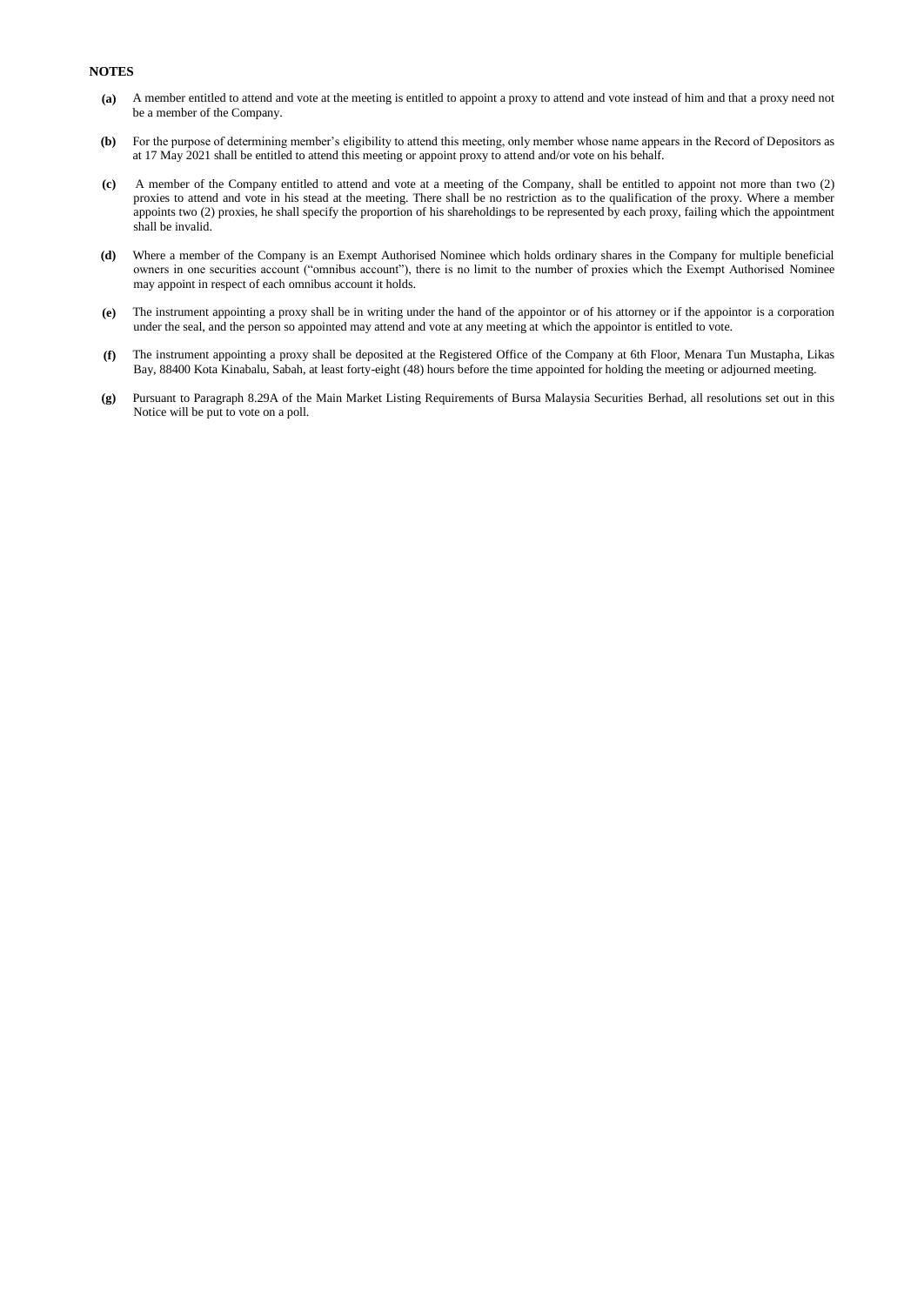**NOTES**

**(a)** A member entitled to attend and vote at the meeting is entitled to appoint a proxy to attend and vote instead of him and that a proxy need not be a member of the Company.

**(b)** For the purpose of determining member's eligibility to attend this meeting, only member whose name appears in the Record of Depositors as at 17 May 2021 shall be entitled to attend this meeting or appoint proxy to attend and/or vote on his behalf.

**(c)** A member of the Company entitled to attend and vote at a meeting of the Company, shall be entitled to appoint not more than two (2) proxies to attend and vote in his stead at the meeting. There shall be no restriction as to the qualification of the proxy. Where a member appoints two (2) proxies, he shall specify the proportion of his shareholdings to be represented by each proxy, failing which the appointment shall be invalid.

**(d)** Where a member of the Company is an Exempt Authorised Nominee which holds ordinary shares in the Company for multiple beneficial owners in one securities account ("omnibus account"), there is no limit to the number of proxies which the Exempt Authorised Nominee may appoint in respect of each omnibus account it holds.

**(e)** The instrument appointing a proxy shall be in writing under the hand of the appointor or of his attorney or if the appointor is a corporation under the seal, and the person so appointed may attend and vote at any meeting at which the appointor is entitled to vote.

**(f)** The instrument appointing a proxy shall be deposited at the Registered Office of the Company at 6th Floor, Menara Tun Mustapha, Likas Bay, 88400 Kota Kinabalu, Sabah, at least forty-eight (48) hours before the time appointed for holding the meeting or adjourned meeting.

**(g)** Pursuant to Paragraph 8.29A of the Main Market Listing Requirements of Bursa Malaysia Securities Berhad, all resolutions set out in this Notice will be put to vote on a poll.